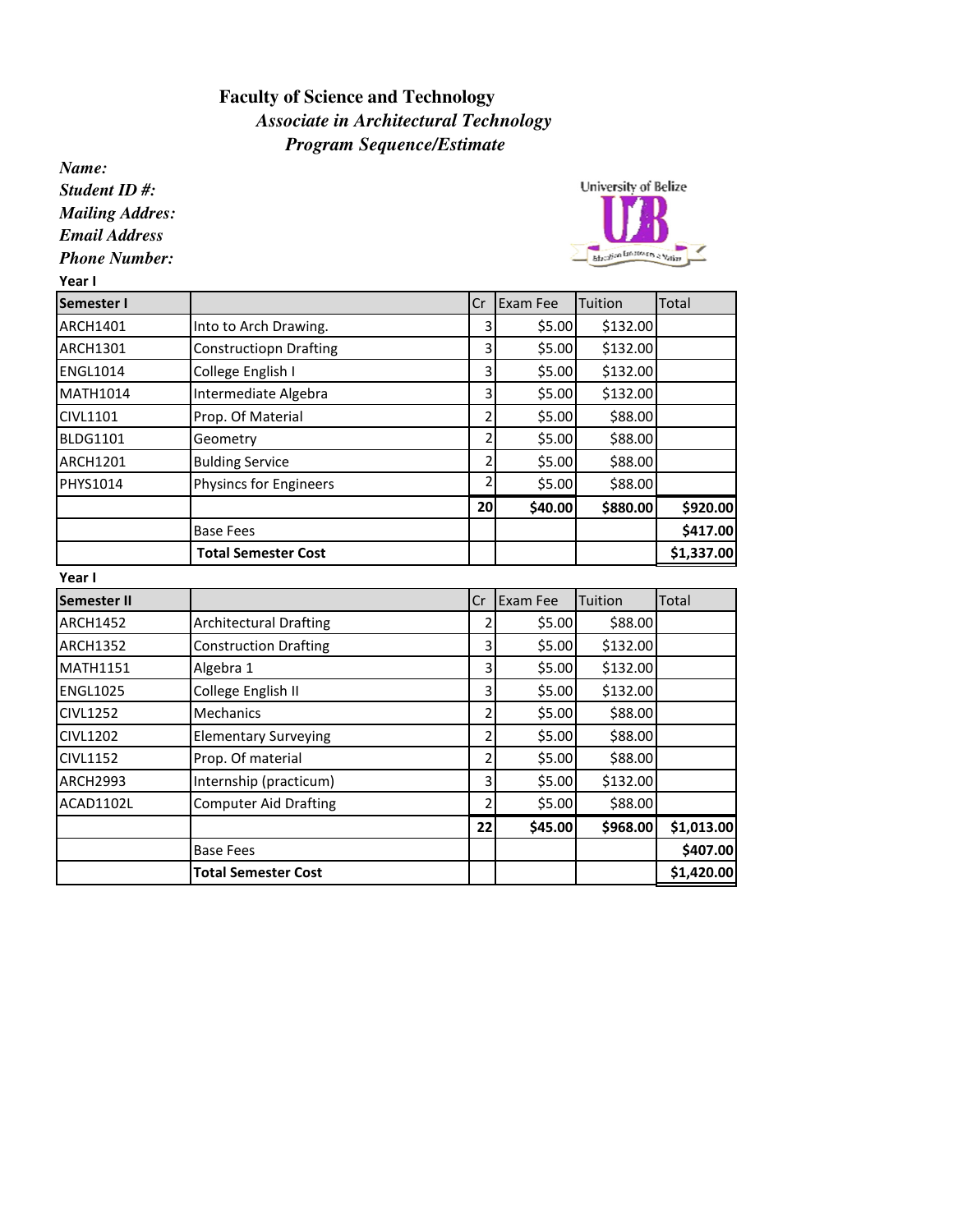# Faculty of Science and Technology

## *Associate in Architectural Technology*

## *Program Sequence/Estimate*

***Name:***
***Student ID #:***
***Mailing Addres:***
***Email Address***
***Phone Number:***

University of Belize

**Year I**

| **Semester I** | | Cr | Exam Fee | Tuition | Total |
|---|---|---|---|---|---|
| ARCH1401 | Into to Arch Drawing. | 3 | $5.00 | $132.00 | |
| ARCH1301 | Constructiopn Drafting | 3 | $5.00 | $132.00 | |
| ENGL1014 | College English I | 3 | $5.00 | $132.00 | |
| MATH1014 | Intermediate Algebra | 3 | $5.00 | $132.00 | |
| CIVL1101 | Prop. Of Material | 2 | $5.00 | $88.00 | |
| BLDG1101 | Geometry | 2 | $5.00 | $88.00 | |
| ARCH1201 | Bulding Service | 2 | $5.00 | $88.00 | |
| PHYS1014 | Physincs for Engineers | 2 | $5.00 | $88.00 | |
| | | **20** | **$40.00** | **$880.00** | **$920.00** |
| | Base Fees | | | | **$417.00** |
| | **Total Semester Cost** | | | | **$1,337.00** |

**Year I**

| **Semester II** | | Cr | Exam Fee | Tuition | Total |
|---|---|---|---|---|---|
| ARCH1452 | Architectural Drafting | 2 | $5.00 | $88.00 | |
| ARCH1352 | Construction Drafting | 3 | $5.00 | $132.00 | |
| MATH1151 | Algebra 1 | 3 | $5.00 | $132.00 | |
| ENGL1025 | College English II | 3 | $5.00 | $132.00 | |
| CIVL1252 | Mechanics | 2 | $5.00 | $88.00 | |
| CIVL1202 | Elementary Surveying | 2 | $5.00 | $88.00 | |
| CIVL1152 | Prop. Of material | 2 | $5.00 | $88.00 | |
| ARCH2993 | Internship (practicum) | 3 | $5.00 | $132.00 | |
| ACAD1102L | Computer Aid Drafting | 2 | $5.00 | $88.00 | |
| | | **22** | **$45.00** | **$968.00** | **$1,013.00** |
| | Base Fees | | | | **$407.00** |
| | **Total Semester Cost** | | | | **$1,420.00** |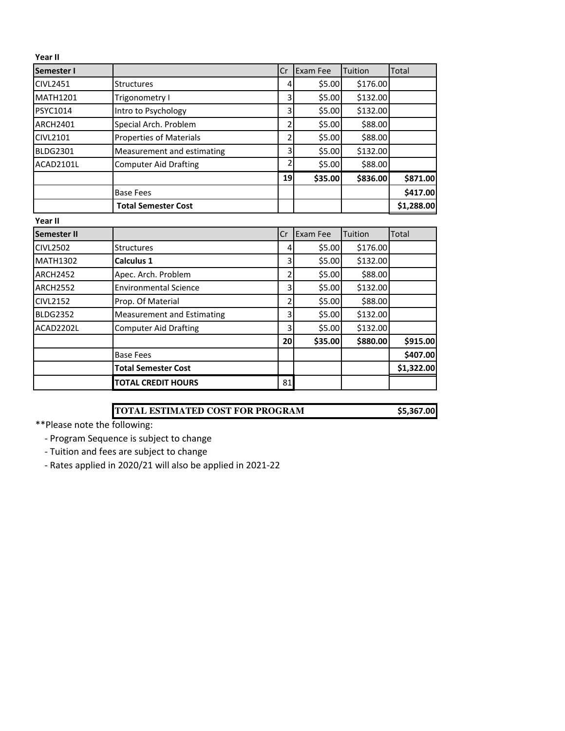**Year II**

| Semester I | | Cr | Exam Fee | Tuition | Total |
|---|---|---|---|---|---|
| CIVL2451 | Structures | 4 | $5.00 | $176.00 | |
| MATH1201 | Trigonometry I | 3 | $5.00 | $132.00 | |
| PSYC1014 | Intro to Psychology | 3 | $5.00 | $132.00 | |
| ARCH2401 | Special Arch. Problem | 2 | $5.00 | $88.00 | |
| CIVL2101 | Properties of Materials | 2 | $5.00 | $88.00 | |
| BLDG2301 | Measurement and estimating | 3 | $5.00 | $132.00 | |
| ACAD2101L | Computer Aid Drafting | 2 | $5.00 | $88.00 | |
| | | **19** | **$35.00** | **$836.00** | **$871.00** |
| | Base Fees | | | | **$417.00** |
| | **Total Semester Cost** | | | | **$1,288.00** |

**Year II**

| Semester II | | Cr | Exam Fee | Tuition | Total |
|---|---|---|---|---|---|
| CIVL2502 | Structures | 4 | $5.00 | $176.00 | |
| MATH1302 | **Calculus 1** | 3 | $5.00 | $132.00 | |
| ARCH2452 | Apec. Arch. Problem | 2 | $5.00 | $88.00 | |
| ARCH2552 | Environmental Science | 3 | $5.00 | $132.00 | |
| CIVL2152 | Prop. Of Material | 2 | $5.00 | $88.00 | |
| BLDG2352 | Measurement and Estimating | 3 | $5.00 | $132.00 | |
| ACAD2202L | Computer Aid Drafting | 3 | $5.00 | $132.00 | |
| | | **20** | **$35.00** | **$880.00** | **$915.00** |
| | Base Fees | | | | **$407.00** |
| | **Total Semester Cost** | | | | **$1,322.00** |
| | **TOTAL CREDIT HOURS** | 81 | | | |

| | |
|---|---|
| **TOTAL ESTIMATED COST FOR PROGRAM** | **$5,367.00** |

**Please note the following:

- Program Sequence is subject to change
- Tuition and fees are subject to change
- Rates applied in 2020/21 will also be applied in 2021-22